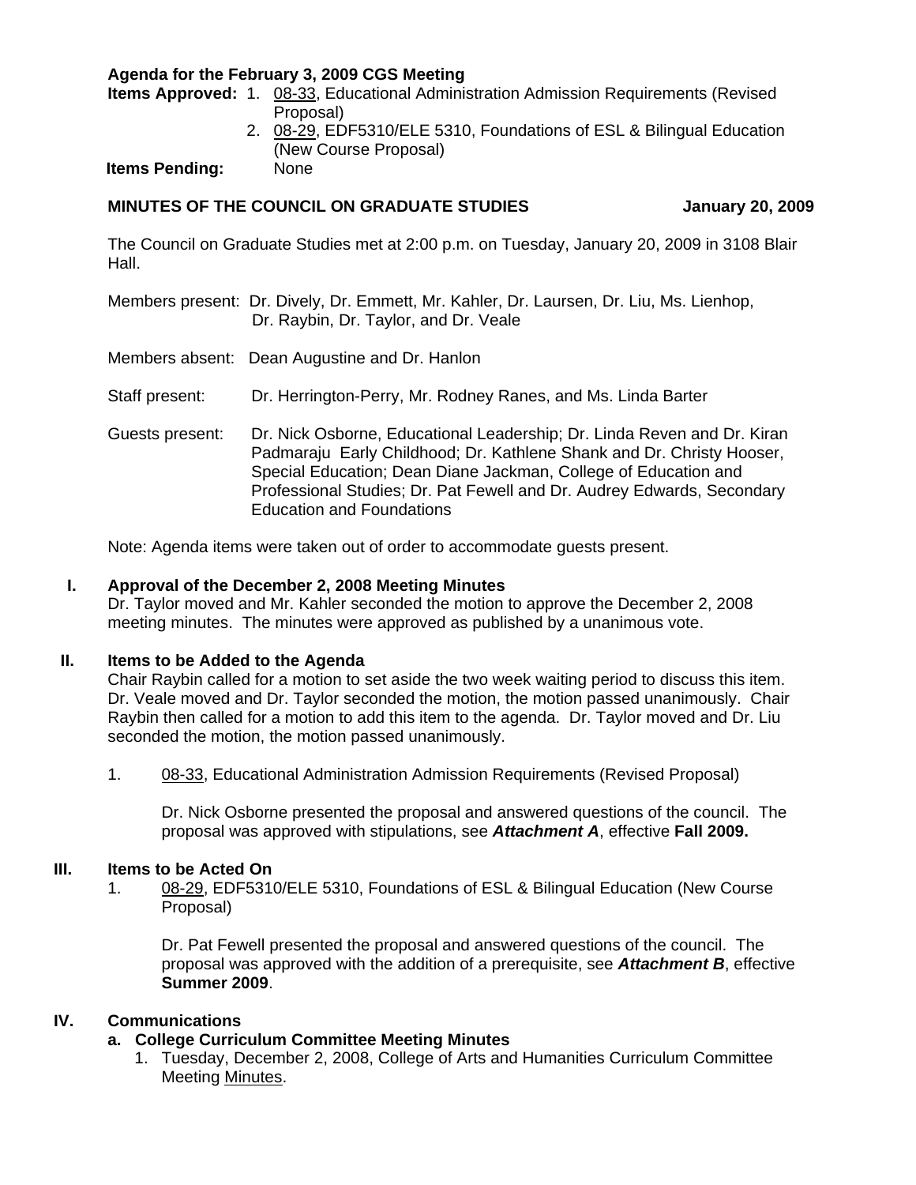**Agenda for the February 3, 2009 CGS Meeting**

**Items Approved:**
1. 08-33, Educational Administration Admission Requirements (Revised Proposal)
2. 08-29, EDF5310/ELE 5310, Foundations of ESL & Bilingual Education (New Course Proposal)

**Items Pending:** None

**MINUTES OF THE COUNCIL ON GRADUATE STUDIES** **January 20, 2009**

The Council on Graduate Studies met at 2:00 p.m. on Tuesday, January 20, 2009 in 3108 Blair Hall.

Members present: Dr. Dively, Dr. Emmett, Mr. Kahler, Dr. Laursen, Dr. Liu, Ms. Lienhop, Dr. Raybin, Dr. Taylor, and Dr. Veale

Members absent: Dean Augustine and Dr. Hanlon

Staff present: Dr. Herrington-Perry, Mr. Rodney Ranes, and Ms. Linda Barter

Guests present: Dr. Nick Osborne, Educational Leadership; Dr. Linda Reven and Dr. Kiran Padmaraju Early Childhood; Dr. Kathlene Shank and Dr. Christy Hooser, Special Education; Dean Diane Jackman, College of Education and Professional Studies; Dr. Pat Fewell and Dr. Audrey Edwards, Secondary Education and Foundations

Note: Agenda items were taken out of order to accommodate guests present.

## I. Approval of the December 2, 2008 Meeting Minutes

Dr. Taylor moved and Mr. Kahler seconded the motion to approve the December 2, 2008 meeting minutes. The minutes were approved as published by a unanimous vote.

## II. Items to be Added to the Agenda

Chair Raybin called for a motion to set aside the two week waiting period to discuss this item. Dr. Veale moved and Dr. Taylor seconded the motion, the motion passed unanimously. Chair Raybin then called for a motion to add this item to the agenda. Dr. Taylor moved and Dr. Liu seconded the motion, the motion passed unanimously.

1. 08-33, Educational Administration Admission Requirements (Revised Proposal)

   Dr. Nick Osborne presented the proposal and answered questions of the council. The proposal was approved with stipulations, see ***Attachment A***, effective **Fall 2009.**

## III. Items to be Acted On

1. 08-29, EDF5310/ELE 5310, Foundations of ESL & Bilingual Education (New Course Proposal)

   Dr. Pat Fewell presented the proposal and answered questions of the council. The proposal was approved with the addition of a prerequisite, see ***Attachment B***, effective **Summer 2009**.

## IV. Communications

**a. College Curriculum Committee Meeting Minutes**

1. Tuesday, December 2, 2008, College of Arts and Humanities Curriculum Committee Meeting Minutes.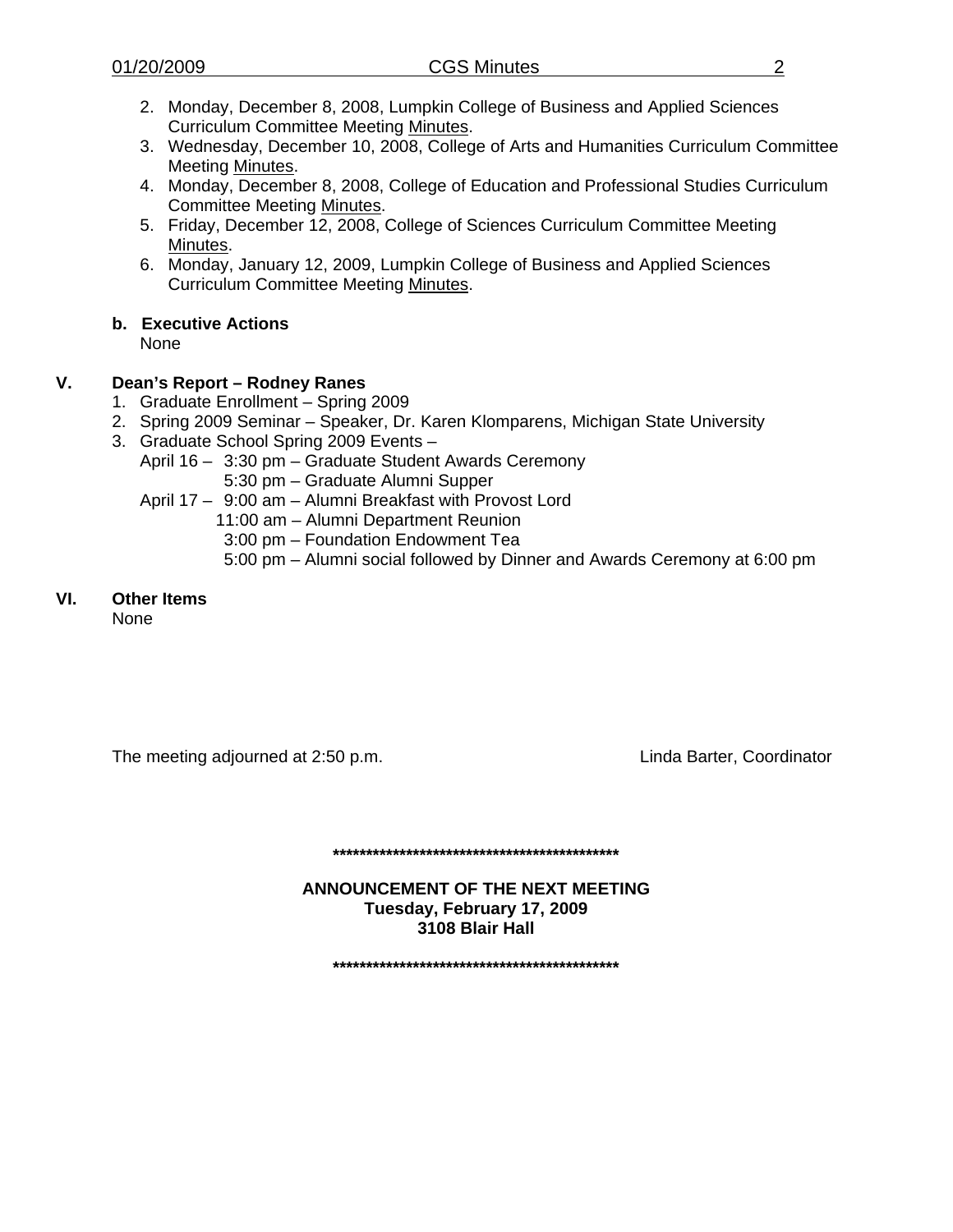2. Monday, December 8, 2008, Lumpkin College of Business and Applied Sciences Curriculum Committee Meeting Minutes.
3. Wednesday, December 10, 2008, College of Arts and Humanities Curriculum Committee Meeting Minutes.
4. Monday, December 8, 2008, College of Education and Professional Studies Curriculum Committee Meeting Minutes.
5. Friday, December 12, 2008, College of Sciences Curriculum Committee Meeting Minutes.
6. Monday, January 12, 2009, Lumpkin College of Business and Applied Sciences Curriculum Committee Meeting Minutes.

**b. Executive Actions**

None

## V. Dean's Report – Rodney Ranes

1. Graduate Enrollment – Spring 2009
2. Spring 2009 Seminar – Speaker, Dr. Karen Klomparens, Michigan State University
3. Graduate School Spring 2009 Events –

   April 16 – 3:30 pm – Graduate Student Awards Ceremony
   5:30 pm – Graduate Alumni Supper

   April 17 – 9:00 am – Alumni Breakfast with Provost Lord
   11:00 am – Alumni Department Reunion
   3:00 pm – Foundation Endowment Tea
   5:00 pm – Alumni social followed by Dinner and Awards Ceremony at 6:00 pm

## VI. Other Items

None

The meeting adjourned at 2:50 p.m.

Linda Barter, Coordinator

*********************************************

**ANNOUNCEMENT OF THE NEXT MEETING**
**Tuesday, February 17, 2009**
**3108 Blair Hall**

*********************************************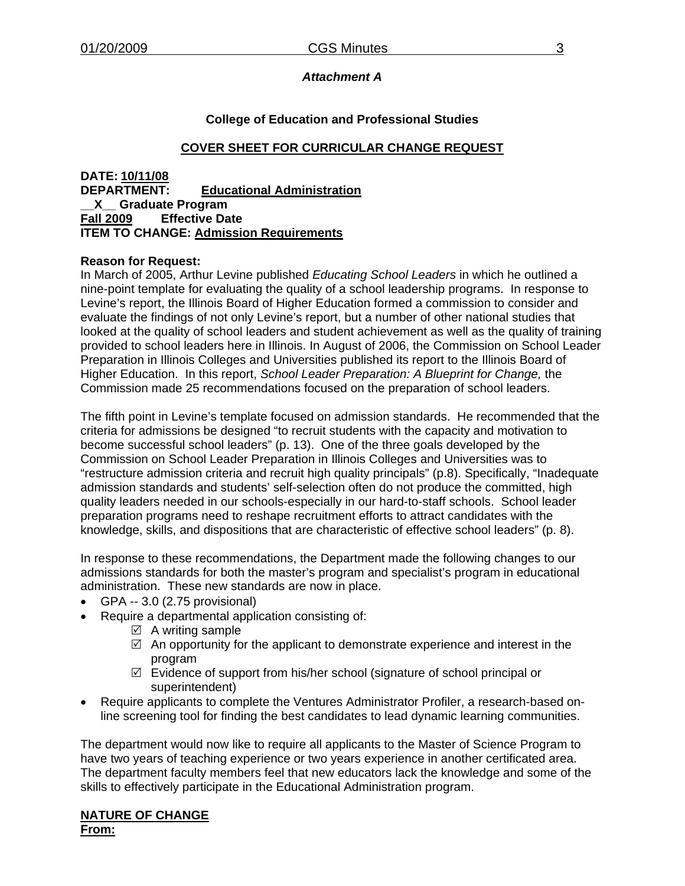*Attachment A*

**College of Education and Professional Studies**

**COVER SHEET FOR CURRICULAR CHANGE REQUEST**

**DATE: 10/11/08**
**DEPARTMENT: Educational Administration**
**__X__ Graduate Program**
**Fall 2009 Effective Date**
**ITEM TO CHANGE: Admission Requirements**

**Reason for Request:**
In March of 2005, Arthur Levine published *Educating School Leaders* in which he outlined a nine-point template for evaluating the quality of a school leadership programs. In response to Levine's report, the Illinois Board of Higher Education formed a commission to consider and evaluate the findings of not only Levine's report, but a number of other national studies that looked at the quality of school leaders and student achievement as well as the quality of training provided to school leaders here in Illinois. In August of 2006, the Commission on School Leader Preparation in Illinois Colleges and Universities published its report to the Illinois Board of Higher Education. In this report, *School Leader Preparation: A Blueprint for Change,* the Commission made 25 recommendations focused on the preparation of school leaders.

The fifth point in Levine's template focused on admission standards. He recommended that the criteria for admissions be designed "to recruit students with the capacity and motivation to become successful school leaders" (p. 13). One of the three goals developed by the Commission on School Leader Preparation in Illinois Colleges and Universities was to "restructure admission criteria and recruit high quality principals" (p.8). Specifically, "Inadequate admission standards and students' self-selection often do not produce the committed, high quality leaders needed in our schools-especially in our hard-to-staff schools. School leader preparation programs need to reshape recruitment efforts to attract candidates with the knowledge, skills, and dispositions that are characteristic of effective school leaders" (p. 8).

In response to these recommendations, the Department made the following changes to our admissions standards for both the master's program and specialist's program in educational administration. These new standards are now in place.

- GPA -- 3.0 (2.75 provisional)
- Require a departmental application consisting of:
  - ☑ A writing sample
  - ☑ An opportunity for the applicant to demonstrate experience and interest in the program
  - ☑ Evidence of support from his/her school (signature of school principal or superintendent)
- Require applicants to complete the Ventures Administrator Profiler, a research-based on-line screening tool for finding the best candidates to lead dynamic learning communities.

The department would now like to require all applicants to the Master of Science Program to have two years of teaching experience or two years experience in another certificated area. The department faculty members feel that new educators lack the knowledge and some of the skills to effectively participate in the Educational Administration program.

**NATURE OF CHANGE**
**From:**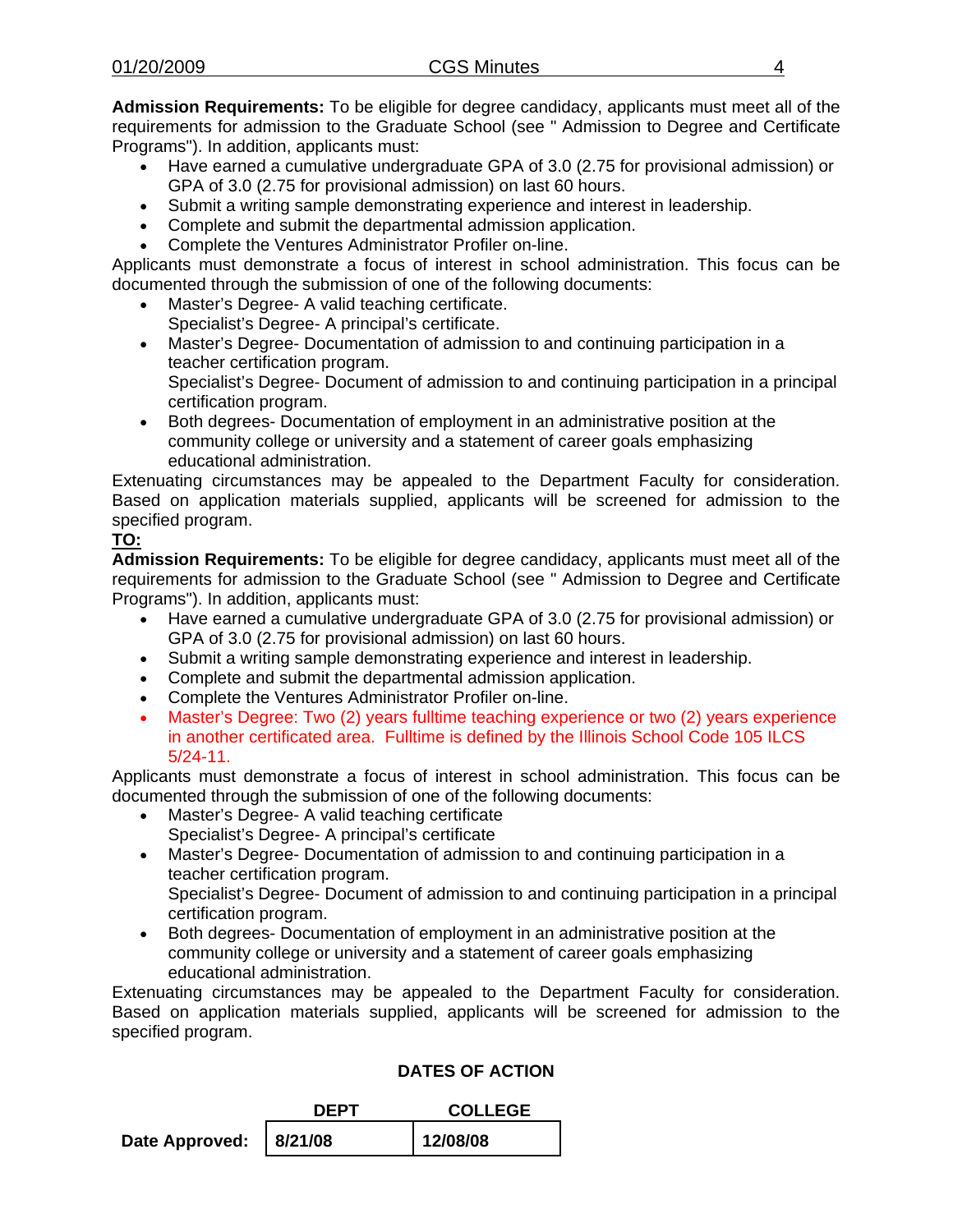**Admission Requirements:** To be eligible for degree candidacy, applicants must meet all of the requirements for admission to the Graduate School (see " Admission to Degree and Certificate Programs"). In addition, applicants must:

- Have earned a cumulative undergraduate GPA of 3.0 (2.75 for provisional admission) or GPA of 3.0 (2.75 for provisional admission) on last 60 hours.
- Submit a writing sample demonstrating experience and interest in leadership.
- Complete and submit the departmental admission application.
- Complete the Ventures Administrator Profiler on-line.

Applicants must demonstrate a focus of interest in school administration. This focus can be documented through the submission of one of the following documents:

- Master's Degree- A valid teaching certificate.
  Specialist's Degree- A principal's certificate.
- Master's Degree- Documentation of admission to and continuing participation in a teacher certification program.
  Specialist's Degree- Document of admission to and continuing participation in a principal certification program.
- Both degrees- Documentation of employment in an administrative position at the community college or university and a statement of career goals emphasizing educational administration.

Extenuating circumstances may be appealed to the Department Faculty for consideration. Based on application materials supplied, applicants will be screened for admission to the specified program.

**TO:**

**Admission Requirements:** To be eligible for degree candidacy, applicants must meet all of the requirements for admission to the Graduate School (see " Admission to Degree and Certificate Programs"). In addition, applicants must:

- Have earned a cumulative undergraduate GPA of 3.0 (2.75 for provisional admission) or GPA of 3.0 (2.75 for provisional admission) on last 60 hours.
- Submit a writing sample demonstrating experience and interest in leadership.
- Complete and submit the departmental admission application.
- Complete the Ventures Administrator Profiler on-line.
- Master's Degree: Two (2) years fulltime teaching experience or two (2) years experience in another certificated area. Fulltime is defined by the Illinois School Code 105 ILCS 5/24-11.

Applicants must demonstrate a focus of interest in school administration. This focus can be documented through the submission of one of the following documents:

- Master's Degree- A valid teaching certificate
  Specialist's Degree- A principal's certificate
- Master's Degree- Documentation of admission to and continuing participation in a teacher certification program.
  Specialist's Degree- Document of admission to and continuing participation in a principal certification program.
- Both degrees- Documentation of employment in an administrative position at the community college or university and a statement of career goals emphasizing educational administration.

Extenuating circumstances may be appealed to the Department Faculty for consideration. Based on application materials supplied, applicants will be screened for admission to the specified program.

**DATES OF ACTION**

| | DEPT | COLLEGE |
|---|---|---|
| **Date Approved:** | **8/21/08** | **12/08/08** |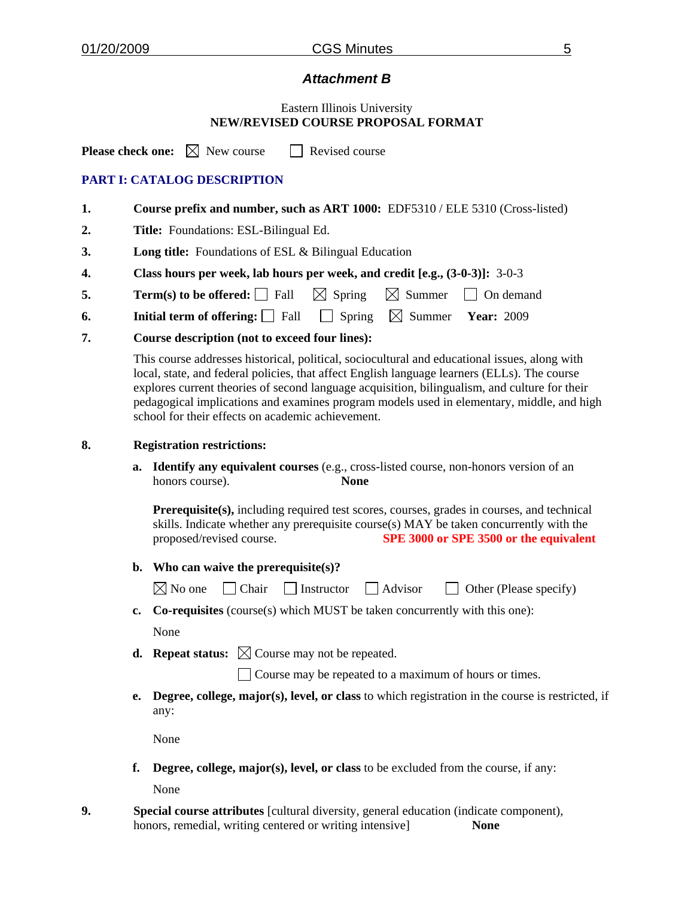## *Attachment B*

Eastern Illinois University
**NEW/REVISED COURSE PROPOSAL FORMAT**

**Please check one:** ☒ New course ☐ Revised course

### PART I: CATALOG DESCRIPTION

1. **Course prefix and number, such as ART 1000:** EDF5310 / ELE 5310 (Cross-listed)
2. **Title:** Foundations: ESL-Bilingual Ed.
3. **Long title:** Foundations of ESL & Bilingual Education
4. **Class hours per week, lab hours per week, and credit [e.g., (3-0-3)]:** 3-0-3
5. **Term(s) to be offered:** ☐ Fall ☒ Spring ☒ Summer ☐ On demand
6. **Initial term of offering:** ☐ Fall ☐ Spring ☒ Summer **Year:** 2009
7. **Course description (not to exceed four lines):**

   This course addresses historical, political, sociocultural and educational issues, along with local, state, and federal policies, that affect English language learners (ELLs). The course explores current theories of second language acquisition, bilingualism, and culture for their pedagogical implications and examines program models used in elementary, middle, and high school for their effects on academic achievement.

8. **Registration restrictions:**

   a. **Identify any equivalent courses** (e.g., cross-listed course, non-honors version of an honors course). **None**

   **Prerequisite(s),** including required test scores, courses, grades in courses, and technical skills. Indicate whether any prerequisite course(s) MAY be taken concurrently with the proposed/revised course. **SPE 3000 or SPE 3500 or the equivalent**

   b. **Who can waive the prerequisite(s)?**

   ☒ No one ☐ Chair ☐ Instructor ☐ Advisor ☐ Other (Please specify)

   c. **Co-requisites** (course(s) which MUST be taken concurrently with this one):

   None

   d. **Repeat status:** ☒ Course may not be repeated.

   ☐ Course may be repeated to a maximum of hours or times.

   e. **Degree, college, major(s), level, or class** to which registration in the course is restricted, if any:

   None

   f. **Degree, college, major(s), level, or class** to be excluded from the course, if any:

   None

9. **Special course attributes** [cultural diversity, general education (indicate component), honors, remedial, writing centered or writing intensive] **None**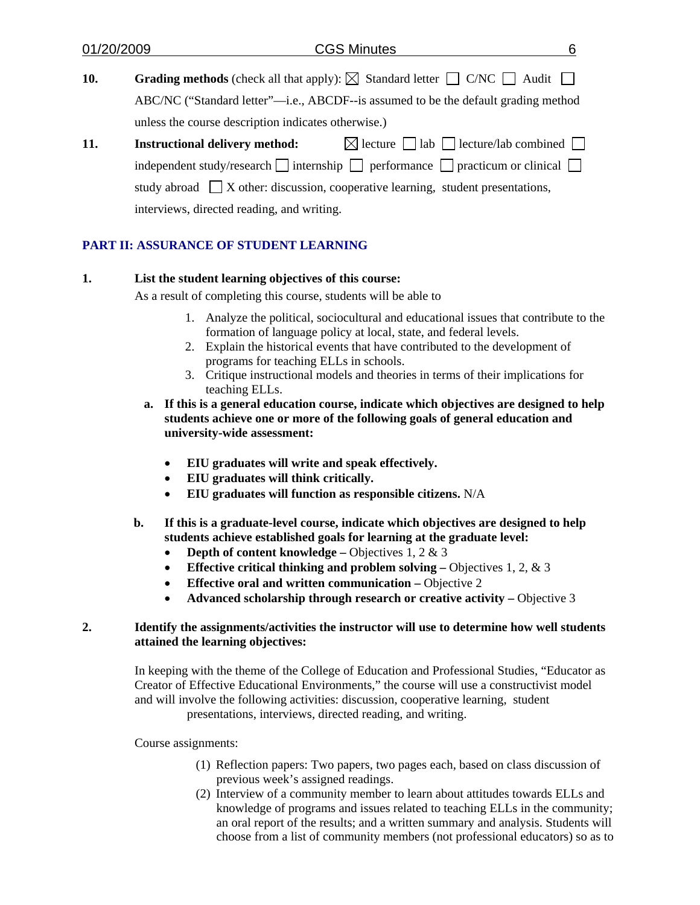**10.** **Grading methods** (check all that apply): ☒ Standard letter ☐ C/NC ☐ Audit ☐ ABC/NC ("Standard letter"—i.e., ABCDF--is assumed to be the default grading method unless the course description indicates otherwise.)

**11.** **Instructional delivery method:** ☒ lecture ☐ lab ☐ lecture/lab combined ☐ independent study/research ☐ internship ☐ performance ☐ practicum or clinical ☐ study abroad ☐ X other: discussion, cooperative learning, student presentations, interviews, directed reading, and writing.

## PART II: ASSURANCE OF STUDENT LEARNING

**1.** **List the student learning objectives of this course:**

As a result of completing this course, students will be able to

1. Analyze the political, sociocultural and educational issues that contribute to the formation of language policy at local, state, and federal levels.
2. Explain the historical events that have contributed to the development of programs for teaching ELLs in schools.
3. Critique instructional models and theories in terms of their implications for teaching ELLs.

**a.** **If this is a general education course, indicate which objectives are designed to help students achieve one or more of the following goals of general education and university-wide assessment:**

- **EIU graduates will write and speak effectively.**
- **EIU graduates will think critically.**
- **EIU graduates will function as responsible citizens.** N/A

**b.** **If this is a graduate-level course, indicate which objectives are designed to help students achieve established goals for learning at the graduate level:**

- **Depth of content knowledge –** Objectives 1, 2 & 3
- **Effective critical thinking and problem solving –** Objectives 1, 2, & 3
- **Effective oral and written communication –** Objective 2
- **Advanced scholarship through research or creative activity –** Objective 3

**2.** **Identify the assignments/activities the instructor will use to determine how well students attained the learning objectives:**

In keeping with the theme of the College of Education and Professional Studies, "Educator as Creator of Effective Educational Environments," the course will use a constructivist model and will involve the following activities: discussion, cooperative learning, student presentations, interviews, directed reading, and writing.

Course assignments:

(1) Reflection papers: Two papers, two pages each, based on class discussion of previous week's assigned readings.

(2) Interview of a community member to learn about attitudes towards ELLs and knowledge of programs and issues related to teaching ELLs in the community; an oral report of the results; and a written summary and analysis. Students will choose from a list of community members (not professional educators) so as to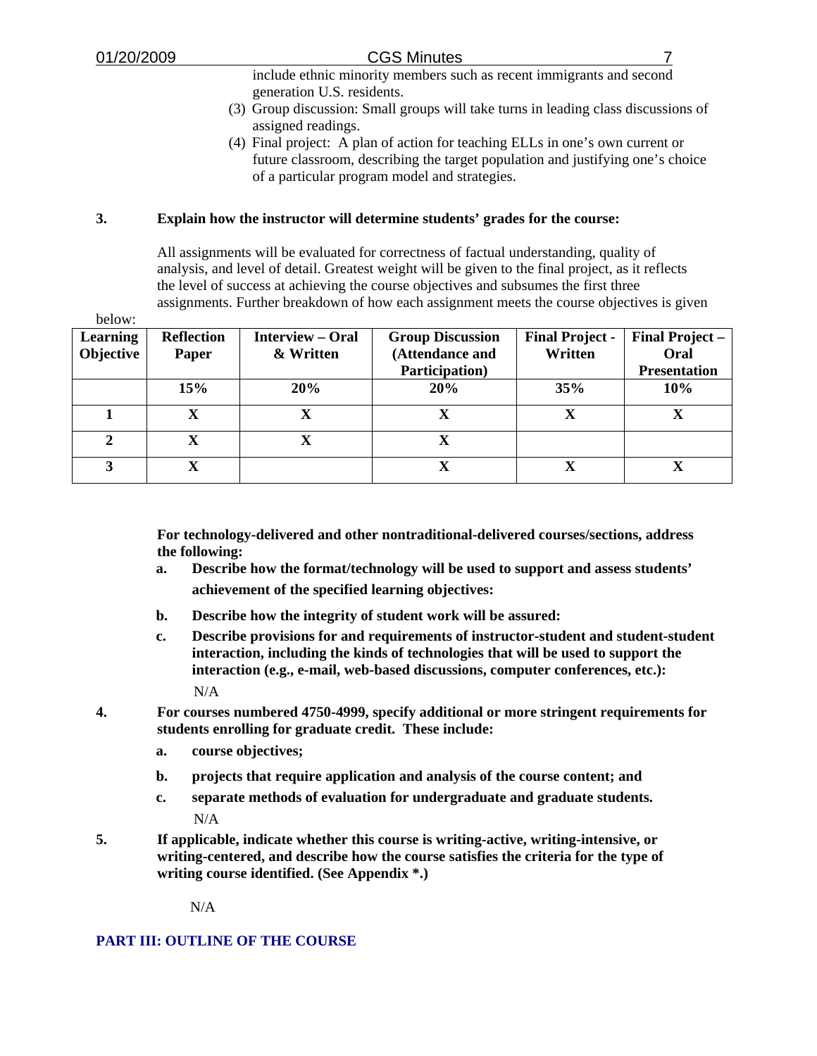include ethnic minority members such as recent immigrants and second generation U.S. residents.

(3) Group discussion: Small groups will take turns in leading class discussions of assigned readings.

(4) Final project: A plan of action for teaching ELLs in one's own current or future classroom, describing the target population and justifying one's choice of a particular program model and strategies.

**3. Explain how the instructor will determine students' grades for the course:**

All assignments will be evaluated for correctness of factual understanding, quality of analysis, and level of detail. Greatest weight will be given to the final project, as it reflects the level of success at achieving the course objectives and subsumes the first three assignments. Further breakdown of how each assignment meets the course objectives is given below:

| Learning Objective | Reflection Paper | Interview – Oral & Written | Group Discussion (Attendance and Participation) | Final Project - Written | Final Project – Oral Presentation |
|---|---|---|---|---|---|
| | **15%** | **20%** | **20%** | **35%** | **10%** |
| **1** | **X** | **X** | **X** | **X** | **X** |
| **2** | **X** | **X** | **X** | | |
| **3** | **X** | | **X** | **X** | **X** |

**For technology-delivered and other nontraditional-delivered courses/sections, address the following:**

**a. Describe how the format/technology will be used to support and assess students' achievement of the specified learning objectives:**

**b. Describe how the integrity of student work will be assured:**

**c. Describe provisions for and requirements of instructor-student and student-student interaction, including the kinds of technologies that will be used to support the interaction (e.g., e-mail, web-based discussions, computer conferences, etc.):**

N/A

**4. For courses numbered 4750-4999, specify additional or more stringent requirements for students enrolling for graduate credit. These include:**

**a. course objectives;**

**b. projects that require application and analysis of the course content; and**

**c. separate methods of evaluation for undergraduate and graduate students.**

N/A

**5. If applicable, indicate whether this course is writing-active, writing-intensive, or writing-centered, and describe how the course satisfies the criteria for the type of writing course identified. (See Appendix *.)**

N/A

## PART III: OUTLINE OF THE COURSE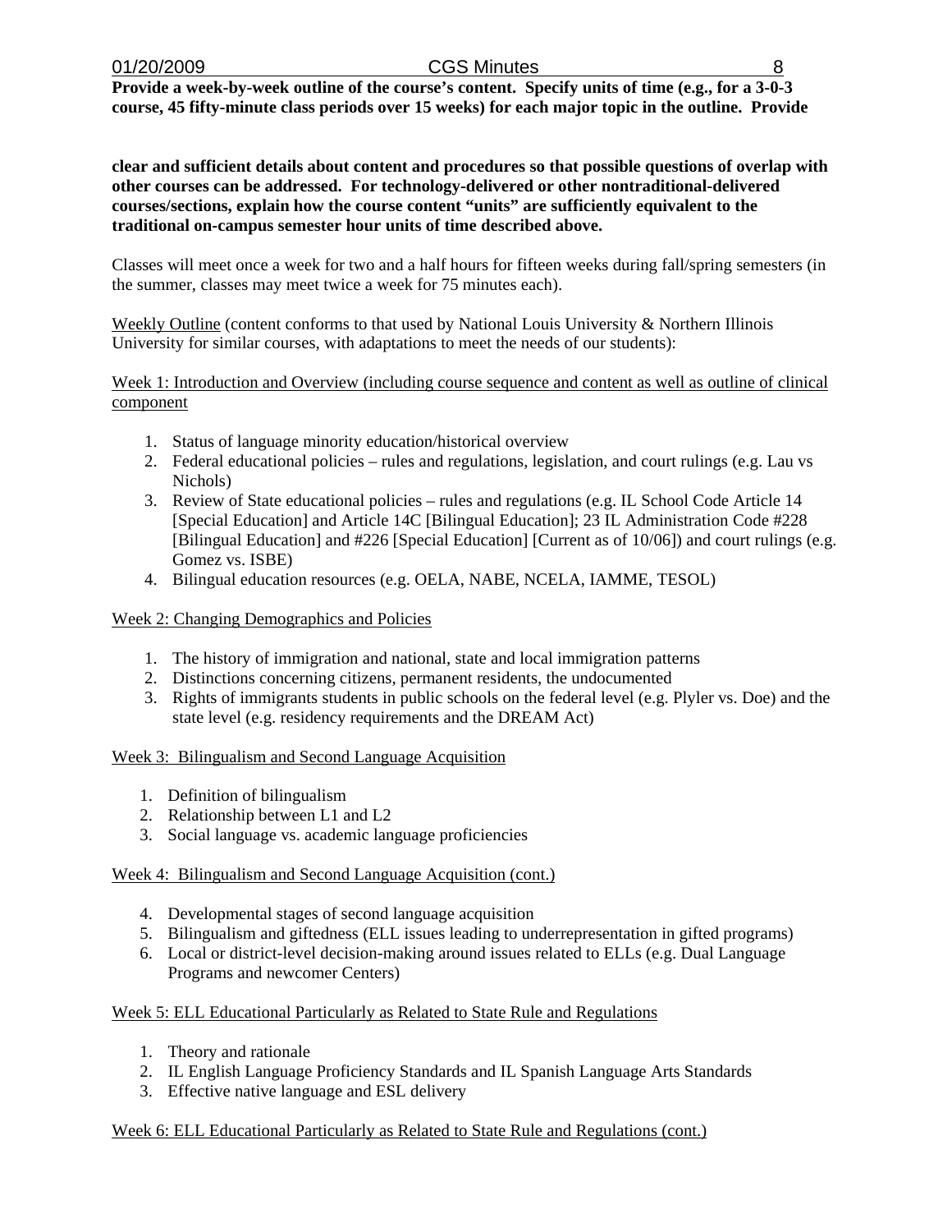**Provide a week-by-week outline of the course's content. Specify units of time (e.g., for a 3-0-3 course, 45 fifty-minute class periods over 15 weeks) for each major topic in the outline. Provide clear and sufficient details about content and procedures so that possible questions of overlap with other courses can be addressed. For technology-delivered or other nontraditional-delivered courses/sections, explain how the course content "units" are sufficiently equivalent to the traditional on-campus semester hour units of time described above.**

Classes will meet once a week for two and a half hours for fifteen weeks during fall/spring semesters (in the summer, classes may meet twice a week for 75 minutes each).

<u>Weekly Outline</u> (content conforms to that used by National Louis University & Northern Illinois University for similar courses, with adaptations to meet the needs of our students):

<u>Week 1: Introduction and Overview (including course sequence and content as well as outline of clinical component</u>

1. Status of language minority education/historical overview
2. Federal educational policies – rules and regulations, legislation, and court rulings (e.g. Lau vs Nichols)
3. Review of State educational policies – rules and regulations (e.g. IL School Code Article 14 [Special Education] and Article 14C [Bilingual Education]; 23 IL Administration Code #228 [Bilingual Education] and #226 [Special Education] [Current as of 10/06]) and court rulings (e.g. Gomez vs. ISBE)
4. Bilingual education resources (e.g. OELA, NABE, NCELA, IAMME, TESOL)

<u>Week 2: Changing Demographics and Policies</u>

1. The history of immigration and national, state and local immigration patterns
2. Distinctions concerning citizens, permanent residents, the undocumented
3. Rights of immigrants students in public schools on the federal level (e.g. Plyler vs. Doe) and the state level (e.g. residency requirements and the DREAM Act)

<u>Week 3: Bilingualism and Second Language Acquisition</u>

1. Definition of bilingualism
2. Relationship between L1 and L2
3. Social language vs. academic language proficiencies

<u>Week 4: Bilingualism and Second Language Acquisition (cont.)</u>

4. Developmental stages of second language acquisition
5. Bilingualism and giftedness (ELL issues leading to underrepresentation in gifted programs)
6. Local or district-level decision-making around issues related to ELLs (e.g. Dual Language Programs and newcomer Centers)

<u>Week 5: ELL Educational Particularly as Related to State Rule and Regulations</u>

1. Theory and rationale
2. IL English Language Proficiency Standards and IL Spanish Language Arts Standards
3. Effective native language and ESL delivery

<u>Week 6: ELL Educational Particularly as Related to State Rule and Regulations (cont.)</u>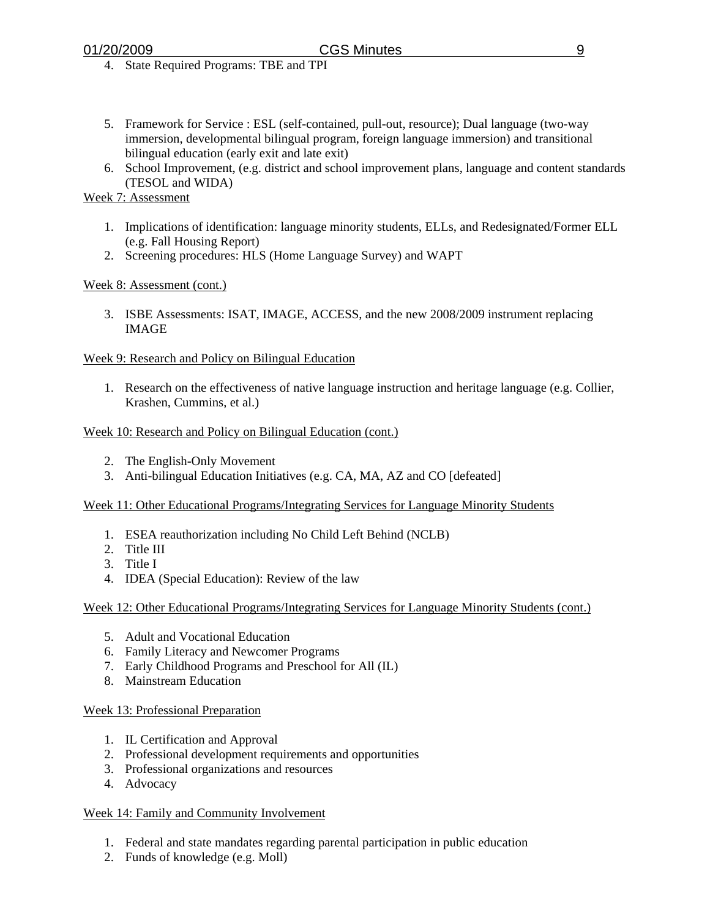4. State Required Programs: TBE and TPI

5. Framework for Service : ESL (self-contained, pull-out, resource); Dual language (two-way immersion, developmental bilingual program, foreign language immersion) and transitional bilingual education (early exit and late exit)
6. School Improvement, (e.g. district and school improvement plans, language and content standards (TESOL and WIDA)

Week 7: Assessment

1. Implications of identification: language minority students, ELLs, and Redesignated/Former ELL (e.g. Fall Housing Report)
2. Screening procedures: HLS (Home Language Survey) and WAPT

Week 8: Assessment (cont.)

3. ISBE Assessments: ISAT, IMAGE, ACCESS, and the new 2008/2009 instrument replacing IMAGE

Week 9: Research and Policy on Bilingual Education

1. Research on the effectiveness of native language instruction and heritage language (e.g. Collier, Krashen, Cummins, et al.)

Week 10: Research and Policy on Bilingual Education (cont.)

2. The English-Only Movement
3. Anti-bilingual Education Initiatives (e.g. CA, MA, AZ and CO [defeated]

Week 11: Other Educational Programs/Integrating Services for Language Minority Students

1. ESEA reauthorization including No Child Left Behind (NCLB)
2. Title III
3. Title I
4. IDEA (Special Education): Review of the law

Week 12: Other Educational Programs/Integrating Services for Language Minority Students (cont.)

5. Adult and Vocational Education
6. Family Literacy and Newcomer Programs
7. Early Childhood Programs and Preschool for All (IL)
8. Mainstream Education

Week 13: Professional Preparation

1. IL Certification and Approval
2. Professional development requirements and opportunities
3. Professional organizations and resources
4. Advocacy

Week 14: Family and Community Involvement

1. Federal and state mandates regarding parental participation in public education
2. Funds of knowledge (e.g. Moll)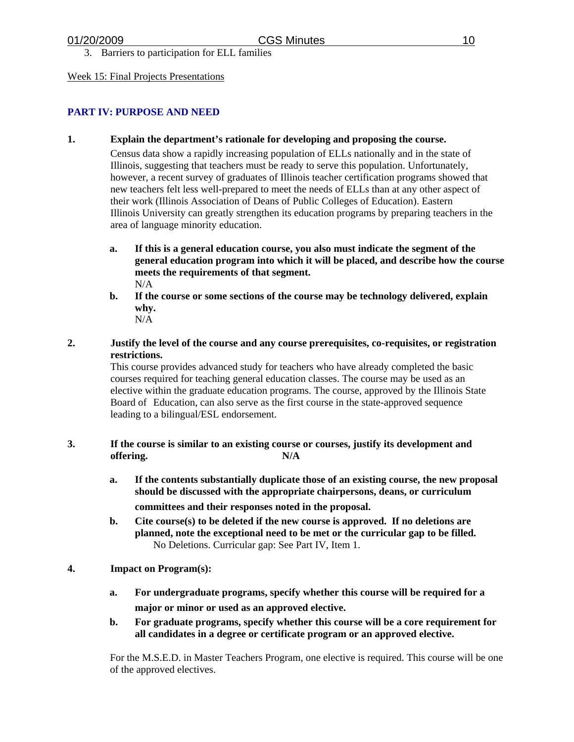3. Barriers to participation for ELL families

Week 15: Final Projects Presentations

## PART IV: PURPOSE AND NEED

**1. Explain the department's rationale for developing and proposing the course.**

Census data show a rapidly increasing population of ELLs nationally and in the state of Illinois, suggesting that teachers must be ready to serve this population. Unfortunately, however, a recent survey of graduates of Illinois teacher certification programs showed that new teachers felt less well-prepared to meet the needs of ELLs than at any other aspect of their work (Illinois Association of Deans of Public Colleges of Education). Eastern Illinois University can greatly strengthen its education programs by preparing teachers in the area of language minority education.

- **a. If this is a general education course, you also must indicate the segment of the general education program into which it will be placed, and describe how the course meets the requirements of that segment.**
  N/A
- **b. If the course or some sections of the course may be technology delivered, explain why.**
  N/A

**2. Justify the level of the course and any course prerequisites, co-requisites, or registration restrictions.**

This course provides advanced study for teachers who have already completed the basic courses required for teaching general education classes. The course may be used as an elective within the graduate education programs. The course, approved by the Illinois State Board of Education, can also serve as the first course in the state-approved sequence leading to a bilingual/ESL endorsement.

**3. If the course is similar to an existing course or courses, justify its development and offering.** N/A

- **a. If the contents substantially duplicate those of an existing course, the new proposal should be discussed with the appropriate chairpersons, deans, or curriculum committees and their responses noted in the proposal.**
- **b. Cite course(s) to be deleted if the new course is approved. If no deletions are planned, note the exceptional need to be met or the curricular gap to be filled.**
  No Deletions. Curricular gap: See Part IV, Item 1.

**4. Impact on Program(s):**

- **a. For undergraduate programs, specify whether this course will be required for a major or minor or used as an approved elective.**
- **b. For graduate programs, specify whether this course will be a core requirement for all candidates in a degree or certificate program or an approved elective.**

For the M.S.E.D. in Master Teachers Program, one elective is required. This course will be one of the approved electives.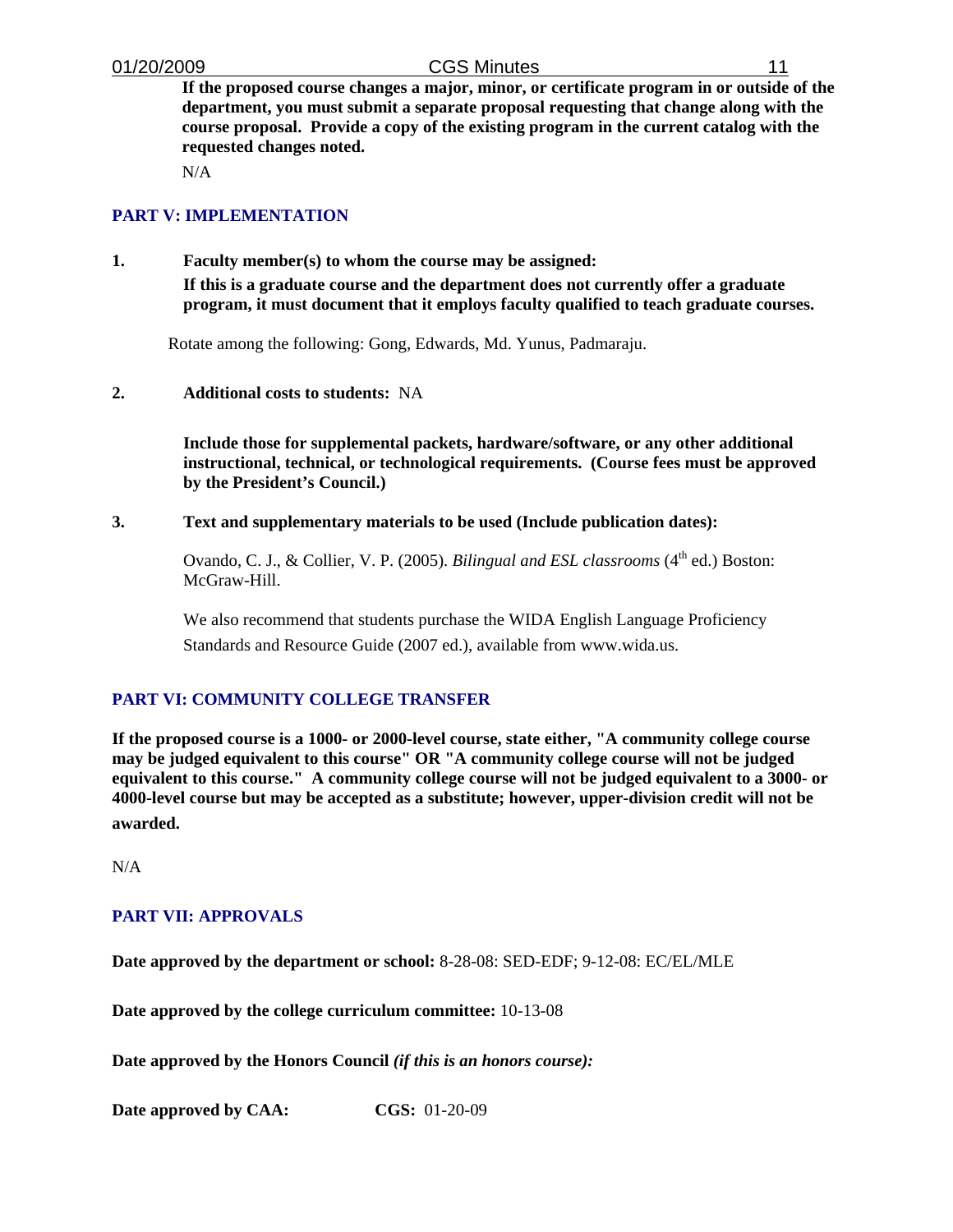**If the proposed course changes a major, minor, or certificate program in or outside of the department, you must submit a separate proposal requesting that change along with the course proposal. Provide a copy of the existing program in the current catalog with the requested changes noted.**

N/A

## PART V: IMPLEMENTATION

1. **Faculty member(s) to whom the course may be assigned:**

   **If this is a graduate course and the department does not currently offer a graduate program, it must document that it employs faculty qualified to teach graduate courses.**

   Rotate among the following: Gong, Edwards, Md. Yunus, Padmaraju.

2. **Additional costs to students:** NA

   **Include those for supplemental packets, hardware/software, or any other additional instructional, technical, or technological requirements. (Course fees must be approved by the President's Council.)**

3. **Text and supplementary materials to be used (Include publication dates):**

   Ovando, C. J., & Collier, V. P. (2005). *Bilingual and ESL classrooms* (4th ed.) Boston: McGraw-Hill.

   We also recommend that students purchase the WIDA English Language Proficiency Standards and Resource Guide (2007 ed.), available from www.wida.us.

## PART VI: COMMUNITY COLLEGE TRANSFER

**If the proposed course is a 1000- or 2000-level course, state either, "A community college course may be judged equivalent to this course" OR "A community college course will not be judged equivalent to this course." A community college course will not be judged equivalent to a 3000- or 4000-level course but may be accepted as a substitute; however, upper-division credit will not be awarded.**

N/A

## PART VII: APPROVALS

**Date approved by the department or school:** 8-28-08: SED-EDF; 9-12-08: EC/EL/MLE

**Date approved by the college curriculum committee:** 10-13-08

**Date approved by the Honors Council** ***(if this is an honors course):***

**Date approved by CAA:** **CGS:** 01-20-09